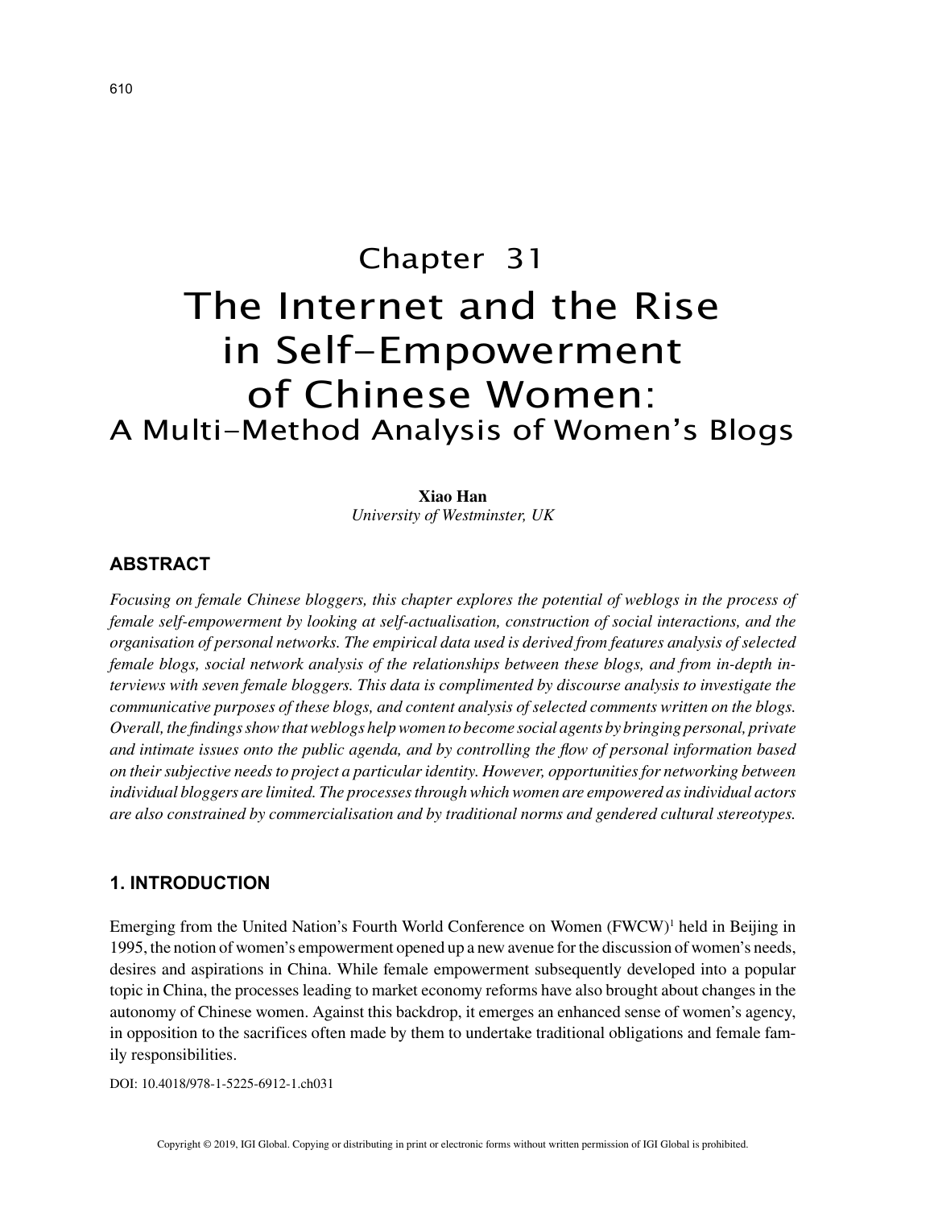# Chapter 31
# The Internet and the Rise in Self-Empowerment of Chinese Women:
## A Multi-Method Analysis of Women's Blogs

**Xiao Han**
*University of Westminster, UK*

## ABSTRACT

*Focusing on female Chinese bloggers, this chapter explores the potential of weblogs in the process of female self-empowerment by looking at self-actualisation, construction of social interactions, and the organisation of personal networks. The empirical data used is derived from features analysis of selected female blogs, social network analysis of the relationships between these blogs, and from in-depth interviews with seven female bloggers. This data is complimented by discourse analysis to investigate the communicative purposes of these blogs, and content analysis of selected comments written on the blogs. Overall, the findings show that weblogs help women to become social agents by bringing personal, private and intimate issues onto the public agenda, and by controlling the flow of personal information based on their subjective needs to project a particular identity. However, opportunities for networking between individual bloggers are limited. The processes through which women are empowered as individual actors are also constrained by commercialisation and by traditional norms and gendered cultural stereotypes.*

## 1. INTRODUCTION

Emerging from the United Nation's Fourth World Conference on Women (FWCW)[1] held in Beijing in 1995, the notion of women's empowerment opened up a new avenue for the discussion of women's needs, desires and aspirations in China. While female empowerment subsequently developed into a popular topic in China, the processes leading to market economy reforms have also brought about changes in the autonomy of Chinese women. Against this backdrop, it emerges an enhanced sense of women's agency, in opposition to the sacrifices often made by them to undertake traditional obligations and female family responsibilities.

DOI: 10.4018/978-1-5225-6912-1.ch031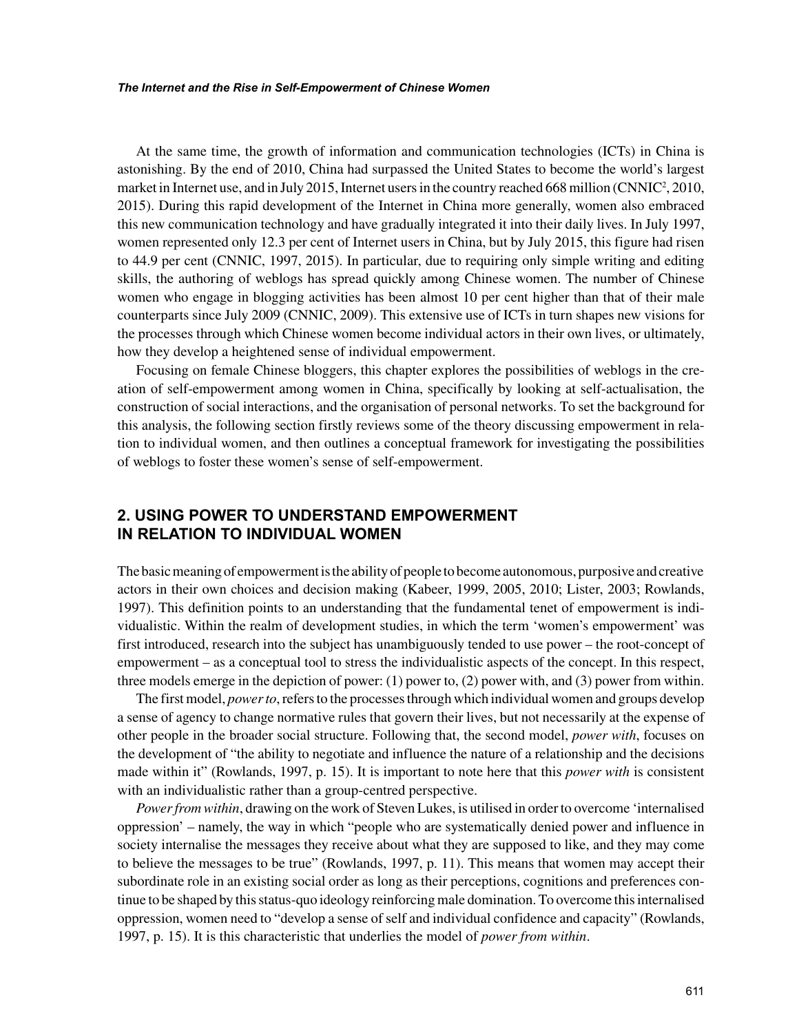At the same time, the growth of information and communication technologies (ICTs) in China is astonishing. By the end of 2010, China had surpassed the United States to become the world's largest market in Internet use, and in July 2015, Internet users in the country reached 668 million (CNNIC[2], 2010, 2015). During this rapid development of the Internet in China more generally, women also embraced this new communication technology and have gradually integrated it into their daily lives. In July 1997, women represented only 12.3 per cent of Internet users in China, but by July 2015, this figure had risen to 44.9 per cent (CNNIC, 1997, 2015). In particular, due to requiring only simple writing and editing skills, the authoring of weblogs has spread quickly among Chinese women. The number of Chinese women who engage in blogging activities has been almost 10 per cent higher than that of their male counterparts since July 2009 (CNNIC, 2009). This extensive use of ICTs in turn shapes new visions for the processes through which Chinese women become individual actors in their own lives, or ultimately, how they develop a heightened sense of individual empowerment.

Focusing on female Chinese bloggers, this chapter explores the possibilities of weblogs in the creation of self-empowerment among women in China, specifically by looking at self-actualisation, the construction of social interactions, and the organisation of personal networks. To set the background for this analysis, the following section firstly reviews some of the theory discussing empowerment in relation to individual women, and then outlines a conceptual framework for investigating the possibilities of weblogs to foster these women's sense of self-empowerment.

## 2. USING POWER TO UNDERSTAND EMPOWERMENT IN RELATION TO INDIVIDUAL WOMEN

The basic meaning of empowerment is the ability of people to become autonomous, purposive and creative actors in their own choices and decision making (Kabeer, 1999, 2005, 2010; Lister, 2003; Rowlands, 1997). This definition points to an understanding that the fundamental tenet of empowerment is individualistic. Within the realm of development studies, in which the term 'women's empowerment' was first introduced, research into the subject has unambiguously tended to use power – the root-concept of empowerment – as a conceptual tool to stress the individualistic aspects of the concept. In this respect, three models emerge in the depiction of power: (1) power to, (2) power with, and (3) power from within.

The first model, *power to*, refers to the processes through which individual women and groups develop a sense of agency to change normative rules that govern their lives, but not necessarily at the expense of other people in the broader social structure. Following that, the second model, *power with*, focuses on the development of "the ability to negotiate and influence the nature of a relationship and the decisions made within it" (Rowlands, 1997, p. 15). It is important to note here that this *power with* is consistent with an individualistic rather than a group-centred perspective.

*Power from within*, drawing on the work of Steven Lukes, is utilised in order to overcome 'internalised oppression' – namely, the way in which "people who are systematically denied power and influence in society internalise the messages they receive about what they are supposed to like, and they may come to believe the messages to be true" (Rowlands, 1997, p. 11). This means that women may accept their subordinate role in an existing social order as long as their perceptions, cognitions and preferences continue to be shaped by this status-quo ideology reinforcing male domination. To overcome this internalised oppression, women need to "develop a sense of self and individual confidence and capacity" (Rowlands, 1997, p. 15). It is this characteristic that underlies the model of *power from within*.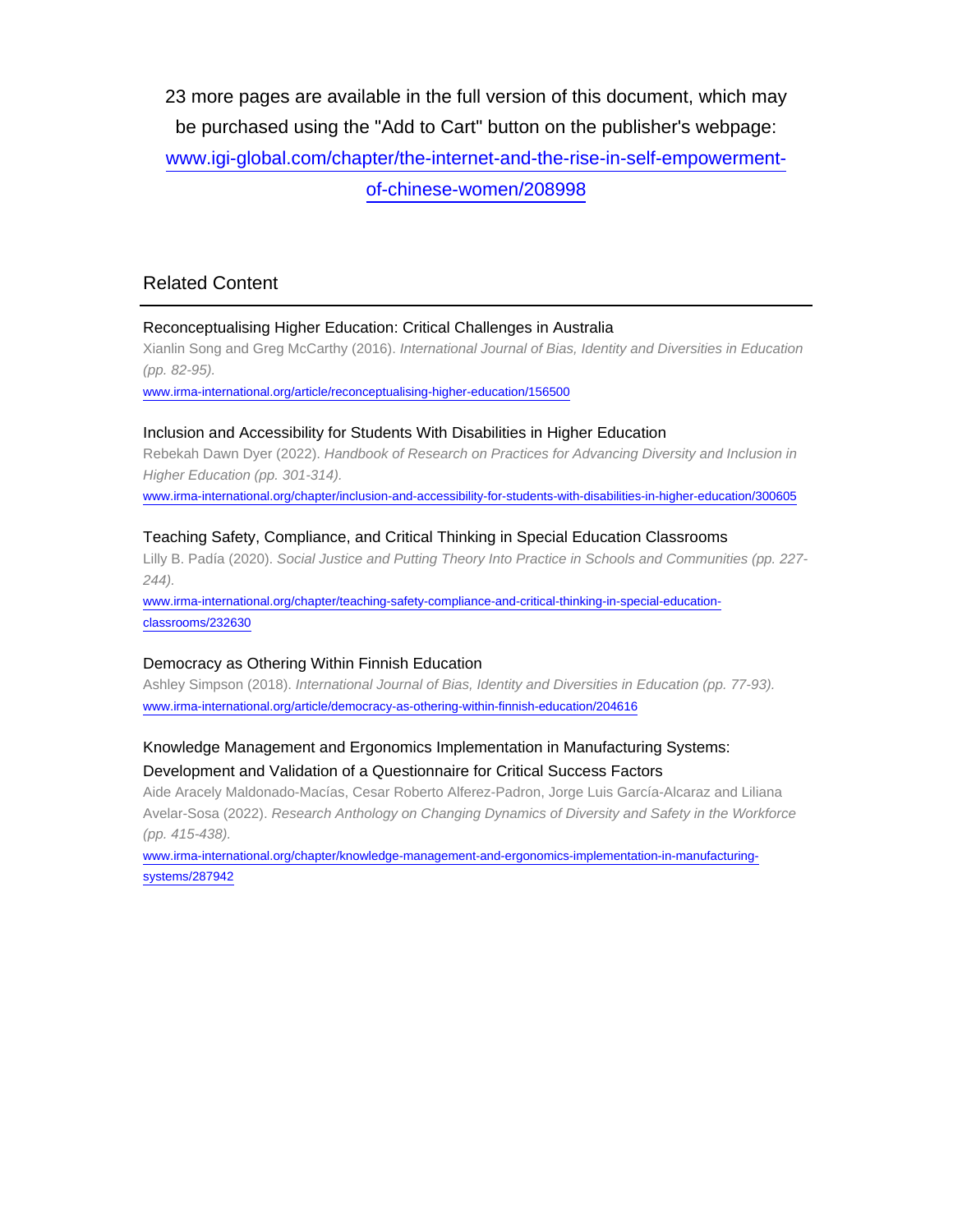23 more pages are available in the full version of this document, which may be purchased using the "Add to Cart" button on the publisher's webpage: www.igi-global.com/chapter/the-internet-and-the-rise-in-self-empowerment-of-chinese-women/208998

## Related Content

Reconceptualising Higher Education: Critical Challenges in Australia
Xianlin Song and Greg McCarthy (2016). *International Journal of Bias, Identity and Diversities in Education (pp. 82-95).*
www.irma-international.org/article/reconceptualising-higher-education/156500

Inclusion and Accessibility for Students With Disabilities in Higher Education
Rebekah Dawn Dyer (2022). *Handbook of Research on Practices for Advancing Diversity and Inclusion in Higher Education (pp. 301-314).*
www.irma-international.org/chapter/inclusion-and-accessibility-for-students-with-disabilities-in-higher-education/300605

Teaching Safety, Compliance, and Critical Thinking in Special Education Classrooms
Lilly B. Padía (2020). *Social Justice and Putting Theory Into Practice in Schools and Communities (pp. 227-244).*
www.irma-international.org/chapter/teaching-safety-compliance-and-critical-thinking-in-special-education-classrooms/232630

Democracy as Othering Within Finnish Education
Ashley Simpson (2018). *International Journal of Bias, Identity and Diversities in Education (pp. 77-93).*
www.irma-international.org/article/democracy-as-othering-within-finnish-education/204616

Knowledge Management and Ergonomics Implementation in Manufacturing Systems: Development and Validation of a Questionnaire for Critical Success Factors
Aide Aracely Maldonado-Macías, Cesar Roberto Alferez-Padron, Jorge Luis García-Alcaraz and Liliana Avelar-Sosa (2022). *Research Anthology on Changing Dynamics of Diversity and Safety in the Workforce (pp. 415-438).*
www.irma-international.org/chapter/knowledge-management-and-ergonomics-implementation-in-manufacturing-systems/287942